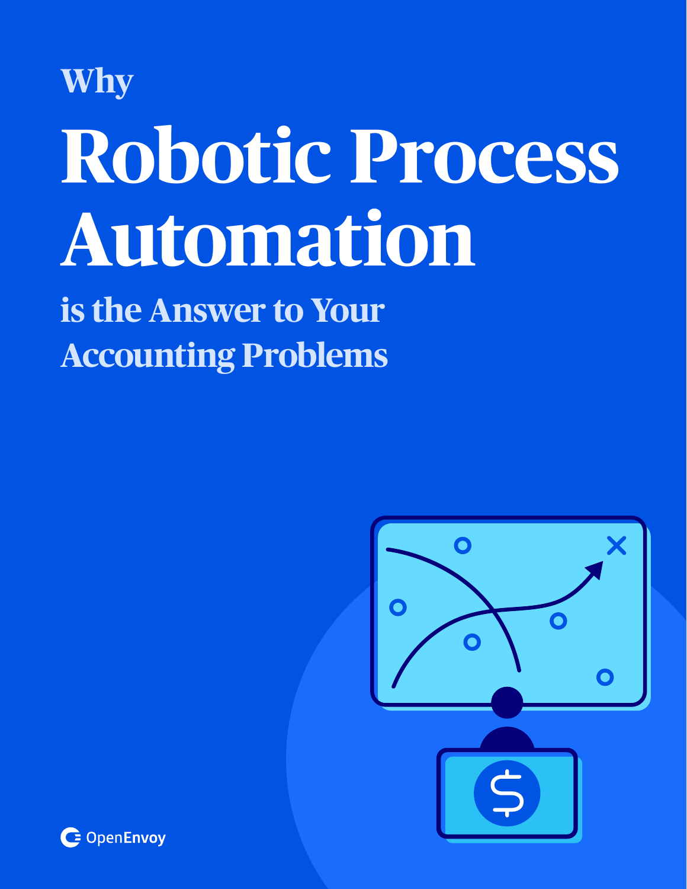# Why Robotic Process Automation is the Answer to Your Accounting Problems

OpenEnvoy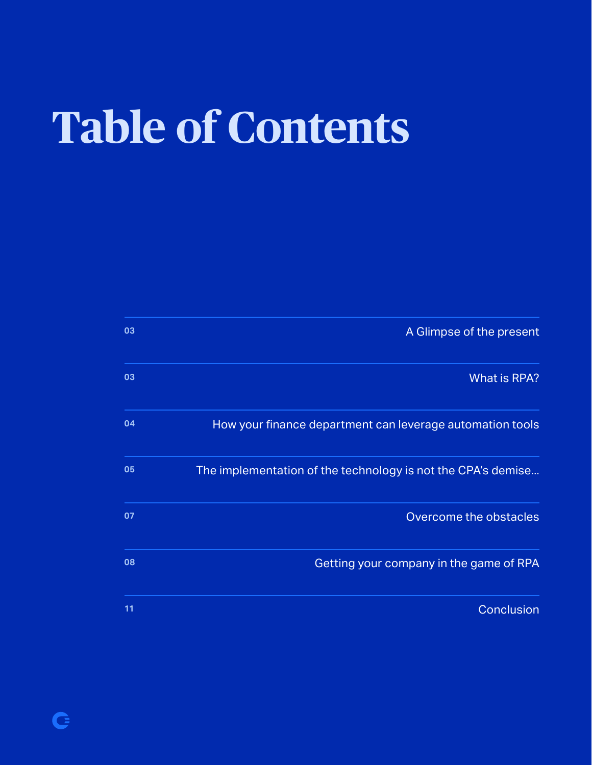# Table of Contents

| | |
|---|---|
| 03 | A Glimpse of the present |
| 03 | What is RPA? |
| 04 | How your finance department can leverage automation tools |
| 05 | The implementation of the technology is not the CPA's demise... |
| 07 | Overcome the obstacles |
| 08 | Getting your company in the game of RPA |
| 11 | Conclusion |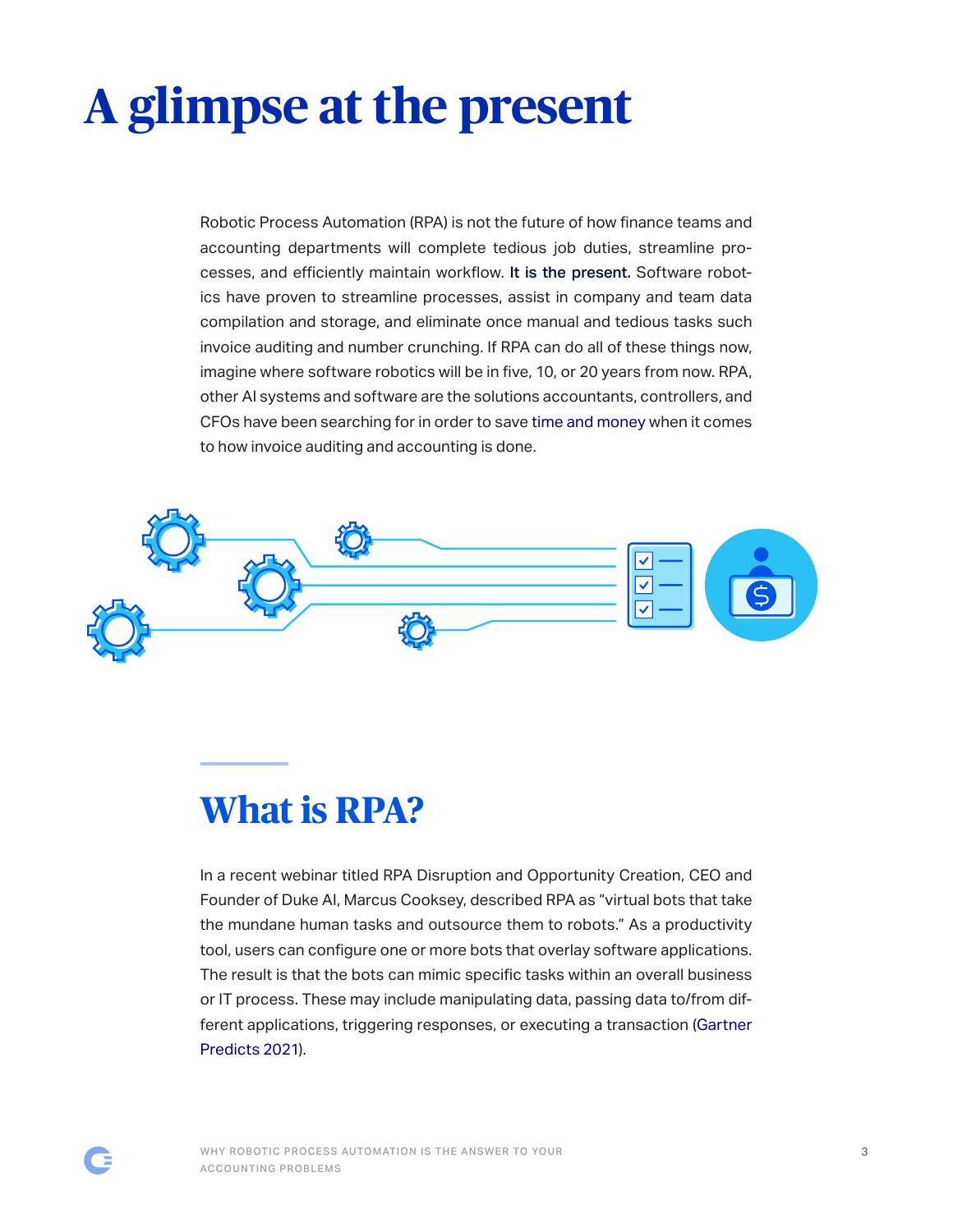# A glimpse at the present

Robotic Process Automation (RPA) is not the future of how finance teams and accounting departments will complete tedious job duties, streamline processes, and efficiently maintain workflow. **It is the present.** Software robotics have proven to streamline processes, assist in company and team data compilation and storage, and eliminate once manual and tedious tasks such invoice auditing and number crunching. If RPA can do all of these things now, imagine where software robotics will be in five, 10, or 20 years from now. RPA, other AI systems and software are the solutions accountants, controllers, and CFOs have been searching for in order to save time and money when it comes to how invoice auditing and accounting is done.

## What is RPA?

In a recent webinar titled RPA Disruption and Opportunity Creation, CEO and Founder of Duke AI, Marcus Cooksey, described RPA as "virtual bots that take the mundane human tasks and outsource them to robots." As a productivity tool, users can configure one or more bots that overlay software applications. The result is that the bots can mimic specific tasks within an overall business or IT process. These may include manipulating data, passing data to/from different applications, triggering responses, or executing a transaction (Gartner Predicts 2021).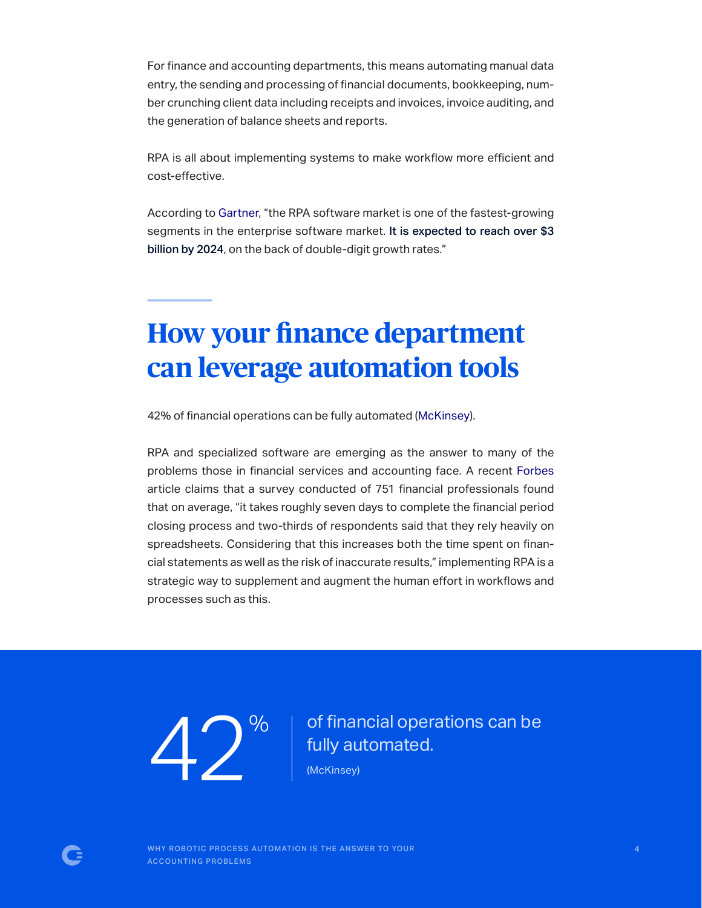For finance and accounting departments, this means automating manual data entry, the sending and processing of financial documents, bookkeeping, number crunching client data including receipts and invoices, invoice auditing, and the generation of balance sheets and reports.

RPA is all about implementing systems to make workflow more efficient and cost-effective.

According to Gartner, "the RPA software market is one of the fastest-growing segments in the enterprise software market. **It is expected to reach over $3 billion by 2024**, on the back of double-digit growth rates."

## How your finance department can leverage automation tools

42% of financial operations can be fully automated (McKinsey).

RPA and specialized software are emerging as the answer to many of the problems those in financial services and accounting face. A recent Forbes article claims that a survey conducted of 751 financial professionals found that on average, "it takes roughly seven days to complete the financial period closing process and two-thirds of respondents said that they rely heavily on spreadsheets. Considering that this increases both the time spent on financial statements as well as the risk of inaccurate results," implementing RPA is a strategic way to supplement and augment the human effort in workflows and processes such as this.

**42%** of financial operations can be fully automated.

(McKinsey)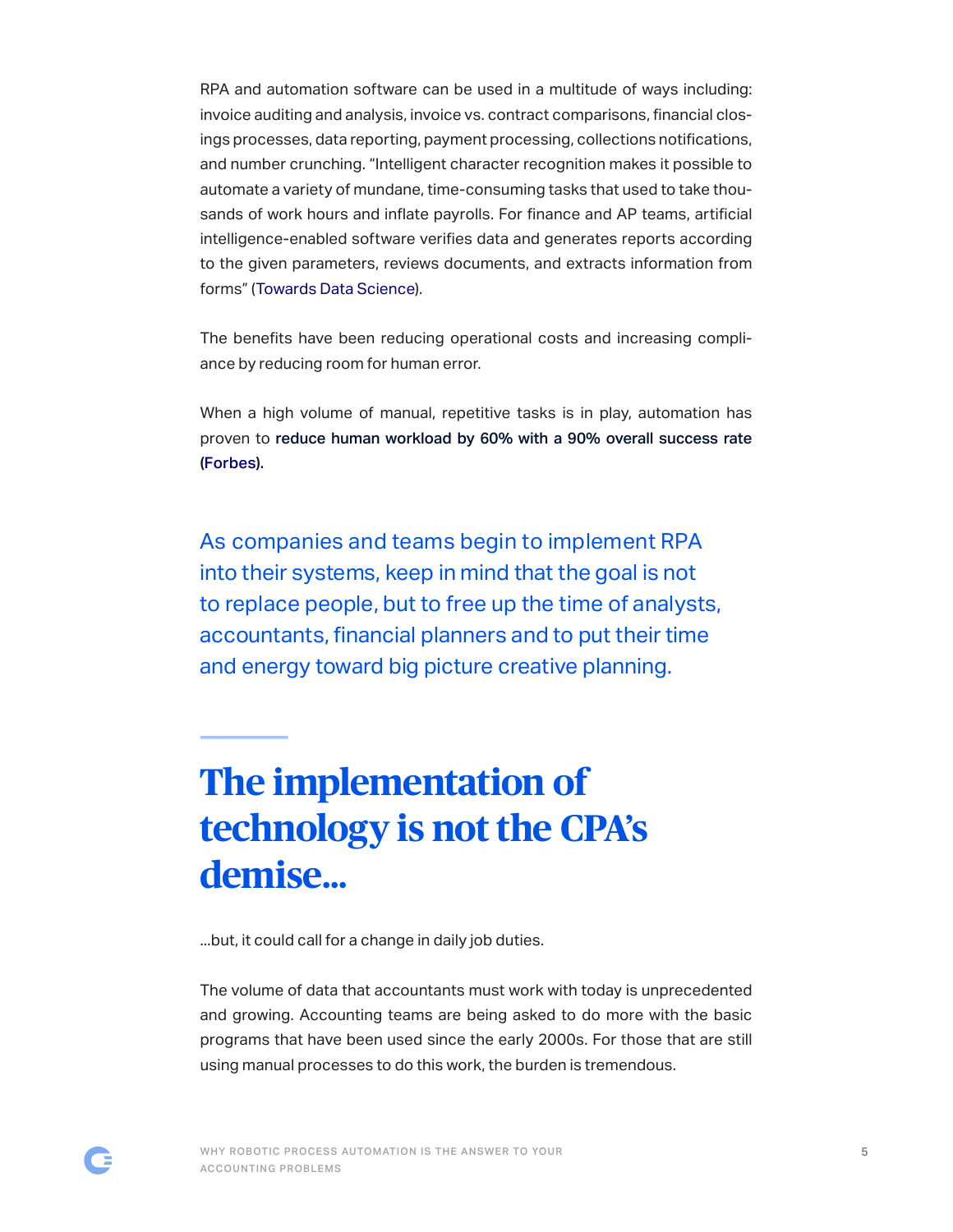RPA and automation software can be used in a multitude of ways including: invoice auditing and analysis, invoice vs. contract comparisons, financial closings processes, data reporting, payment processing, collections notifications, and number crunching. "Intelligent character recognition makes it possible to automate a variety of mundane, time-consuming tasks that used to take thousands of work hours and inflate payrolls. For finance and AP teams, artificial intelligence-enabled software verifies data and generates reports according to the given parameters, reviews documents, and extracts information from forms" (Towards Data Science).

The benefits have been reducing operational costs and increasing compliance by reducing room for human error.

When a high volume of manual, repetitive tasks is in play, automation has proven to **reduce human workload by 60% with a 90% overall success rate (Forbes).**

As companies and teams begin to implement RPA into their systems, keep in mind that the goal is not to replace people, but to free up the time of analysts, accountants, financial planners and to put their time and energy toward big picture creative planning.

# The implementation of technology is not the CPA's demise...

...but, it could call for a change in daily job duties.

The volume of data that accountants must work with today is unprecedented and growing. Accounting teams are being asked to do more with the basic programs that have been used since the early 2000s. For those that are still using manual processes to do this work, the burden is tremendous.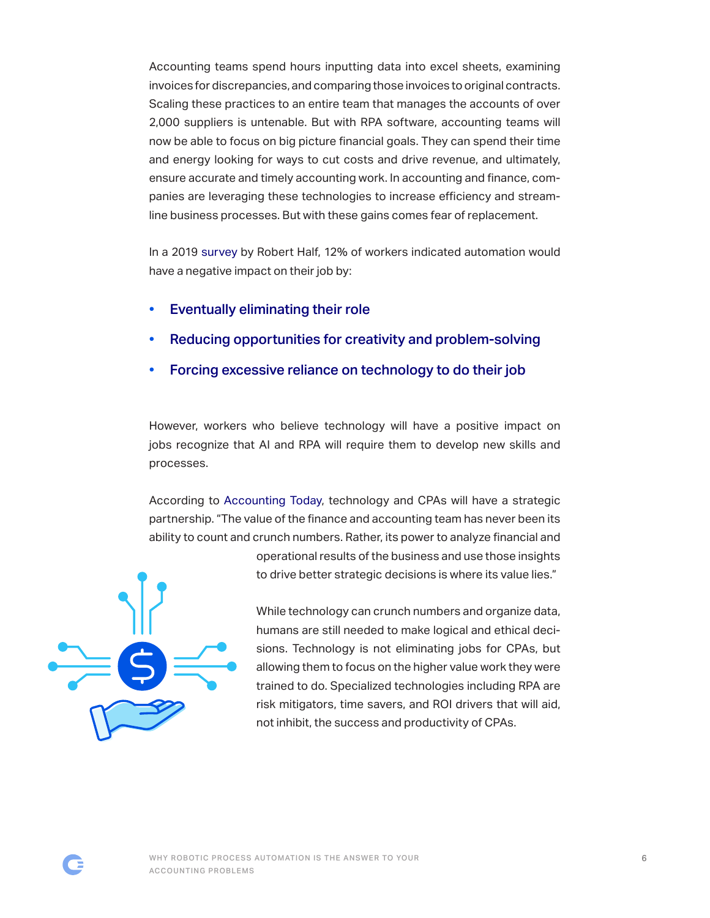Accounting teams spend hours inputting data into excel sheets, examining invoices for discrepancies, and comparing those invoices to original contracts. Scaling these practices to an entire team that manages the accounts of over 2,000 suppliers is untenable. But with RPA software, accounting teams will now be able to focus on big picture financial goals. They can spend their time and energy looking for ways to cut costs and drive revenue, and ultimately, ensure accurate and timely accounting work. In accounting and finance, companies are leveraging these technologies to increase efficiency and streamline business processes. But with these gains comes fear of replacement.

In a 2019 survey by Robert Half, 12% of workers indicated automation would have a negative impact on their job by:

- **Eventually eliminating their role**
- **Reducing opportunities for creativity and problem-solving**
- **Forcing excessive reliance on technology to do their job**

However, workers who believe technology will have a positive impact on jobs recognize that AI and RPA will require them to develop new skills and processes.

According to Accounting Today, technology and CPAs will have a strategic partnership. "The value of the finance and accounting team has never been its ability to count and crunch numbers. Rather, its power to analyze financial and operational results of the business and use those insights to drive better strategic decisions is where its value lies."

While technology can crunch numbers and organize data, humans are still needed to make logical and ethical decisions. Technology is not eliminating jobs for CPAs, but allowing them to focus on the higher value work they were trained to do. Specialized technologies including RPA are risk mitigators, time savers, and ROI drivers that will aid, not inhibit, the success and productivity of CPAs.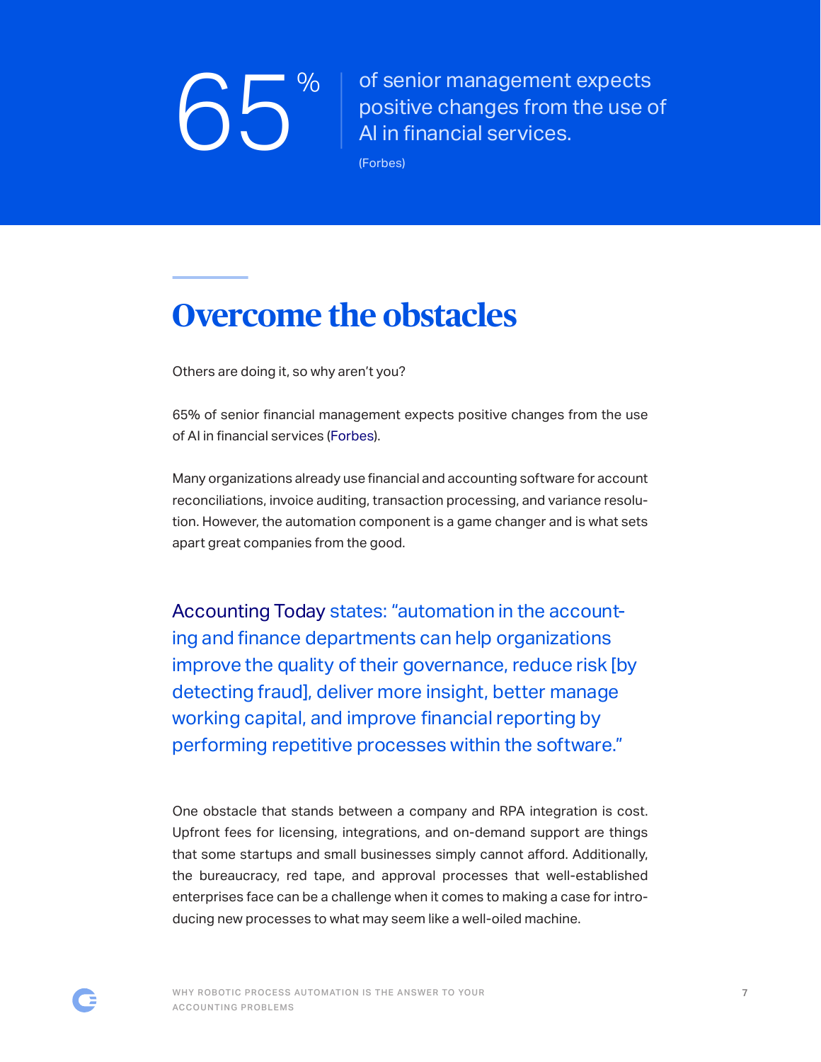**65%** of senior management expects positive changes from the use of AI in financial services.

(Forbes)

## Overcome the obstacles

Others are doing it, so why aren't you?

65% of senior financial management expects positive changes from the use of AI in financial services (Forbes).

Many organizations already use financial and accounting software for account reconciliations, invoice auditing, transaction processing, and variance resolution. However, the automation component is a game changer and is what sets apart great companies from the good.

> Accounting Today states: "automation in the accounting and finance departments can help organizations improve the quality of their governance, reduce risk [by detecting fraud], deliver more insight, better manage working capital, and improve financial reporting by performing repetitive processes within the software."

One obstacle that stands between a company and RPA integration is cost. Upfront fees for licensing, integrations, and on-demand support are things that some startups and small businesses simply cannot afford. Additionally, the bureaucracy, red tape, and approval processes that well-established enterprises face can be a challenge when it comes to making a case for introducing new processes to what may seem like a well-oiled machine.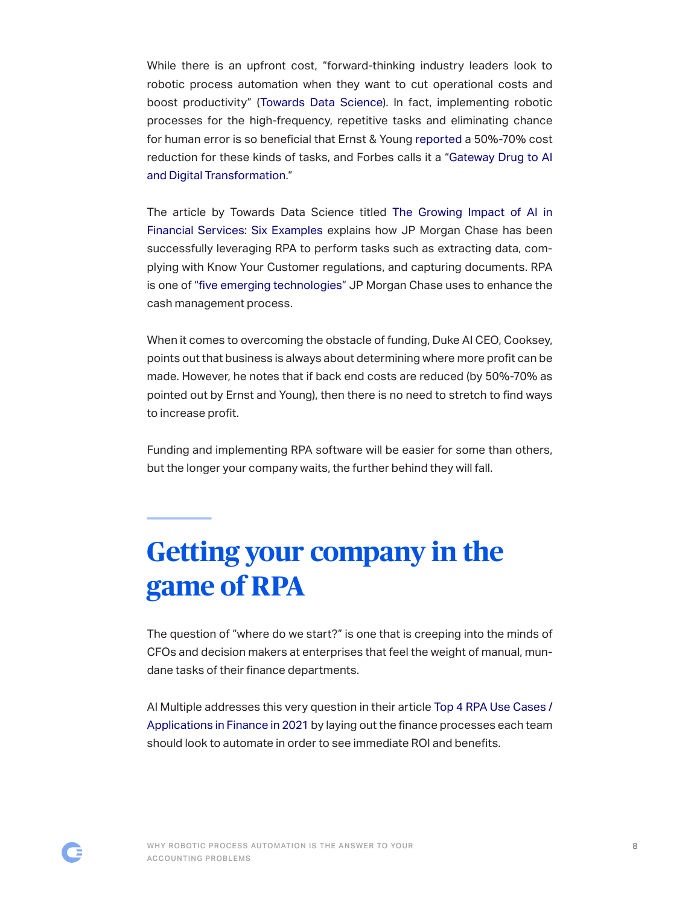While there is an upfront cost, "forward-thinking industry leaders look to robotic process automation when they want to cut operational costs and boost productivity" (Towards Data Science). In fact, implementing robotic processes for the high-frequency, repetitive tasks and eliminating chance for human error is so beneficial that Ernst & Young reported a 50%-70% cost reduction for these kinds of tasks, and Forbes calls it a "Gateway Drug to AI and Digital Transformation."

The article by Towards Data Science titled The Growing Impact of AI in Financial Services: Six Examples explains how JP Morgan Chase has been successfully leveraging RPA to perform tasks such as extracting data, complying with Know Your Customer regulations, and capturing documents. RPA is one of "five emerging technologies" JP Morgan Chase uses to enhance the cash management process.

When it comes to overcoming the obstacle of funding, Duke AI CEO, Cooksey, points out that business is always about determining where more profit can be made. However, he notes that if back end costs are reduced (by 50%-70% as pointed out by Ernst and Young), then there is no need to stretch to find ways to increase profit.

Funding and implementing RPA software will be easier for some than others, but the longer your company waits, the further behind they will fall.

# Getting your company in the game of RPA

The question of "where do we start?" is one that is creeping into the minds of CFOs and decision makers at enterprises that feel the weight of manual, mundane tasks of their finance departments.

AI Multiple addresses this very question in their article Top 4 RPA Use Cases / Applications in Finance in 2021 by laying out the finance processes each team should look to automate in order to see immediate ROI and benefits.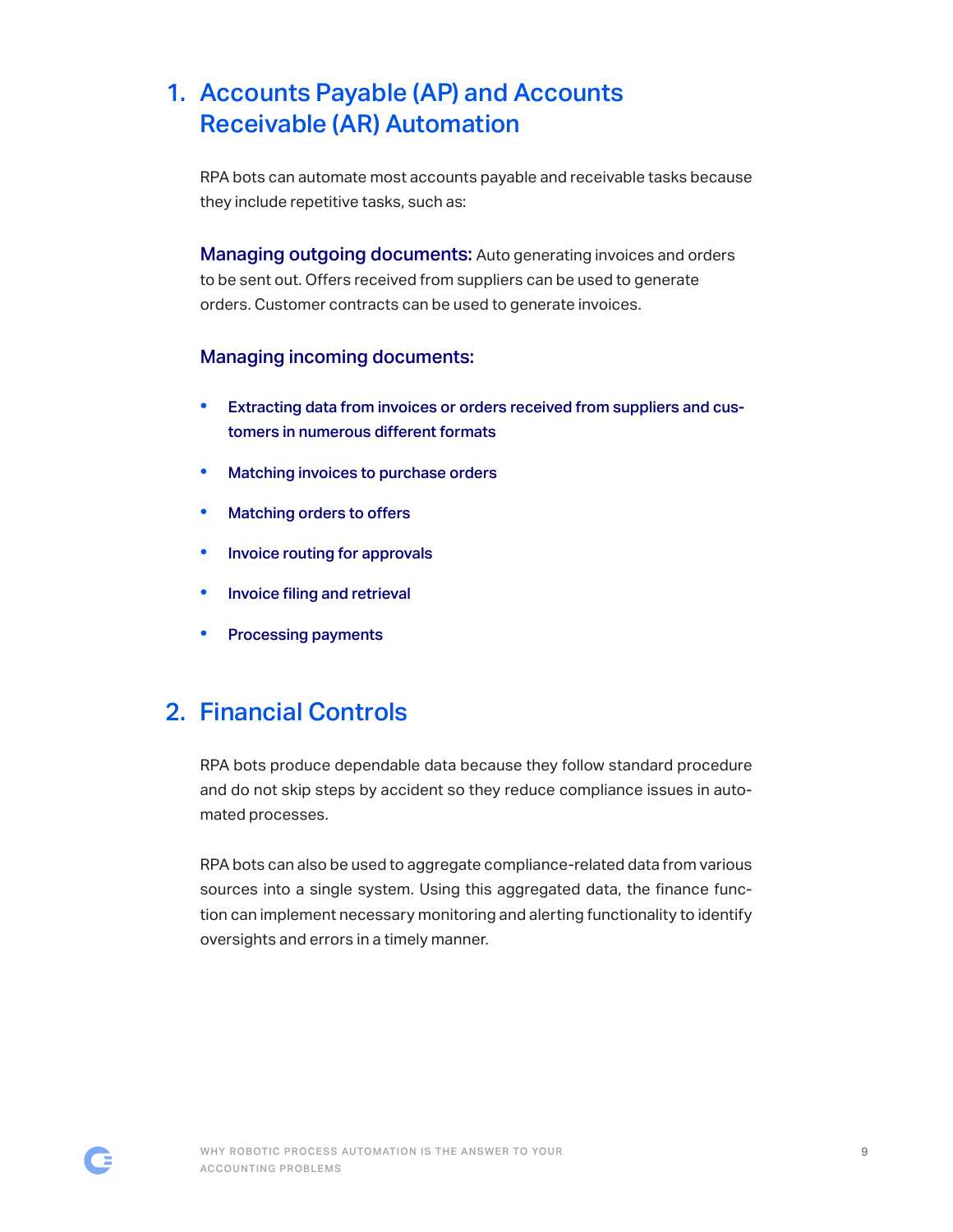## 1. Accounts Payable (AP) and Accounts Receivable (AR) Automation

RPA bots can automate most accounts payable and receivable tasks because they include repetitive tasks, such as:

**Managing outgoing documents:** Auto generating invoices and orders to be sent out. Offers received from suppliers can be used to generate orders. Customer contracts can be used to generate invoices.

**Managing incoming documents:**

- Extracting data from invoices or orders received from suppliers and customers in numerous different formats
- Matching invoices to purchase orders
- Matching orders to offers
- Invoice routing for approvals
- Invoice filing and retrieval
- Processing payments

## 2. Financial Controls

RPA bots produce dependable data because they follow standard procedure and do not skip steps by accident so they reduce compliance issues in automated processes.

RPA bots can also be used to aggregate compliance-related data from various sources into a single system. Using this aggregated data, the finance function can implement necessary monitoring and alerting functionality to identify oversights and errors in a timely manner.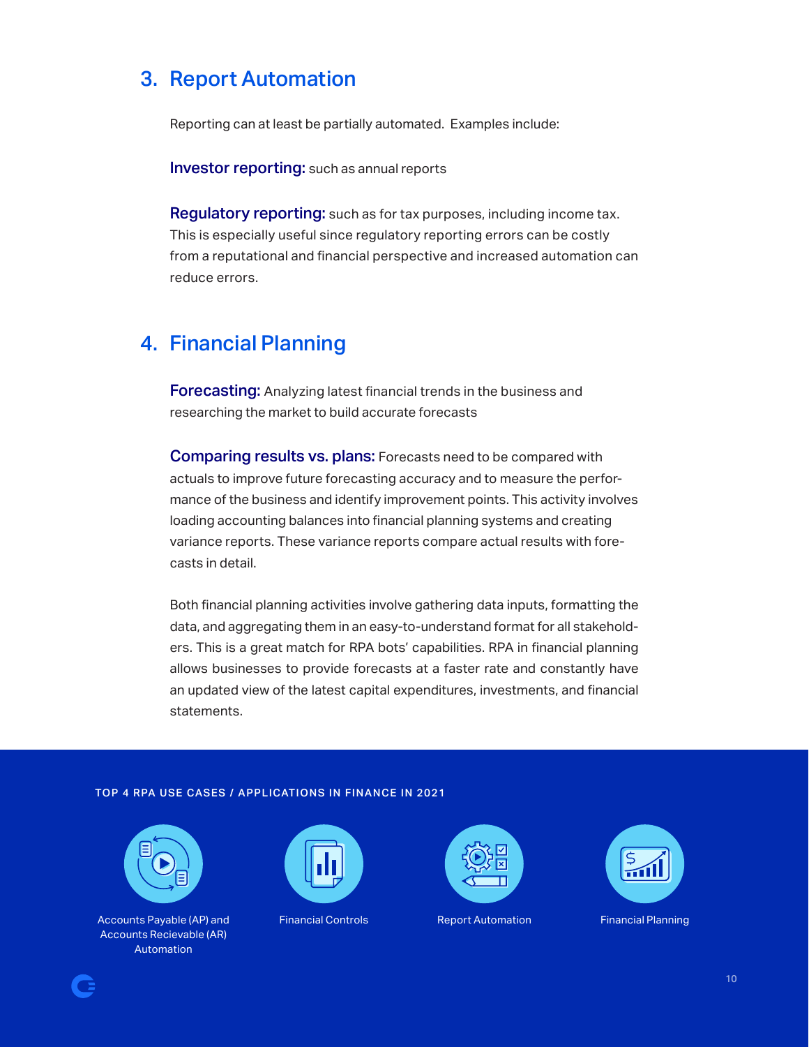## 3. Report Automation

Reporting can at least be partially automated. Examples include:

**Investor reporting:** such as annual reports

**Regulatory reporting:** such as for tax purposes, including income tax. This is especially useful since regulatory reporting errors can be costly from a reputational and financial perspective and increased automation can reduce errors.

## 4. Financial Planning

**Forecasting:** Analyzing latest financial trends in the business and researching the market to build accurate forecasts

**Comparing results vs. plans:** Forecasts need to be compared with actuals to improve future forecasting accuracy and to measure the performance of the business and identify improvement points. This activity involves loading accounting balances into financial planning systems and creating variance reports. These variance reports compare actual results with forecasts in detail.

Both financial planning activities involve gathering data inputs, formatting the data, and aggregating them in an easy-to-understand format for all stakeholders. This is a great match for RPA bots' capabilities. RPA in financial planning allows businesses to provide forecasts at a faster rate and constantly have an updated view of the latest capital expenditures, investments, and financial statements.

**TOP 4 RPA USE CASES / APPLICATIONS IN FINANCE IN 2021**

- Accounts Payable (AP) and Accounts Recievable (AR) Automation
- Financial Controls
- Report Automation
- Financial Planning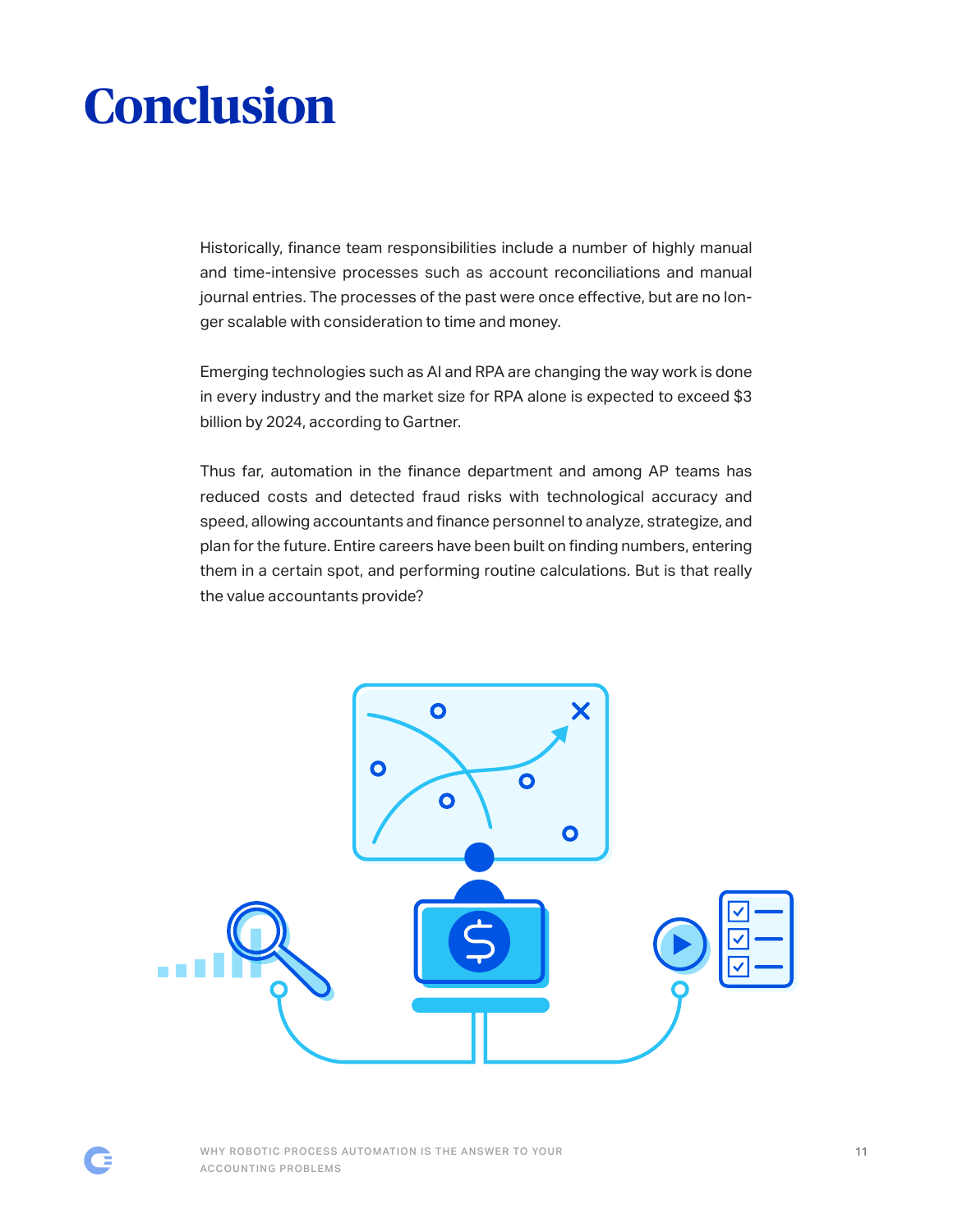# Conclusion

Historically, finance team responsibilities include a number of highly manual and time-intensive processes such as account reconciliations and manual journal entries. The processes of the past were once effective, but are no longer scalable with consideration to time and money.

Emerging technologies such as AI and RPA are changing the way work is done in every industry and the market size for RPA alone is expected to exceed $3 billion by 2024, according to Gartner.

Thus far, automation in the finance department and among AP teams has reduced costs and detected fraud risks with technological accuracy and speed, allowing accountants and finance personnel to analyze, strategize, and plan for the future. Entire careers have been built on finding numbers, entering them in a certain spot, and performing routine calculations. But is that really the value accountants provide?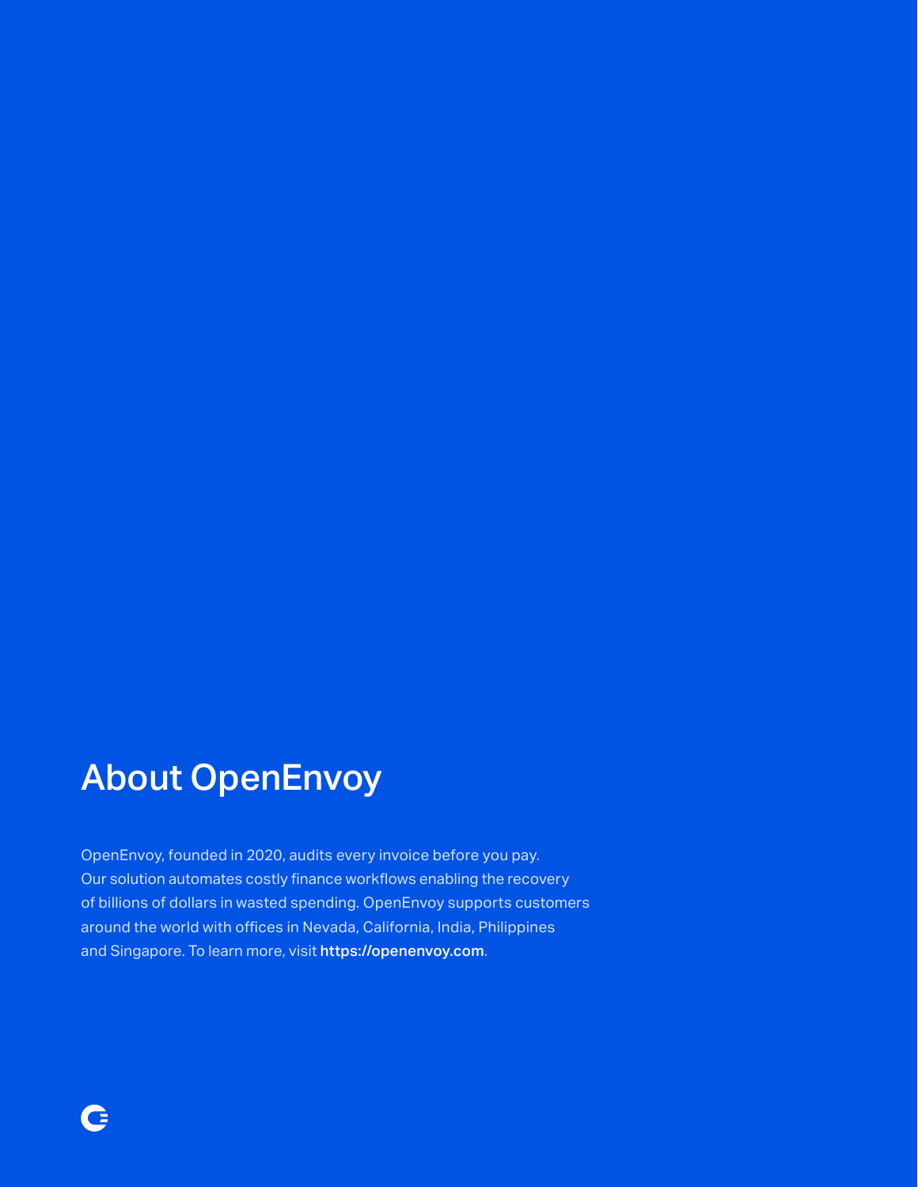# About OpenEnvoy

OpenEnvoy, founded in 2020, audits every invoice before you pay. Our solution automates costly finance workflows enabling the recovery of billions of dollars in wasted spending. OpenEnvoy supports customers around the world with offices in Nevada, California, India, Philippines and Singapore. To learn more, visit **https://openenvoy.com**.